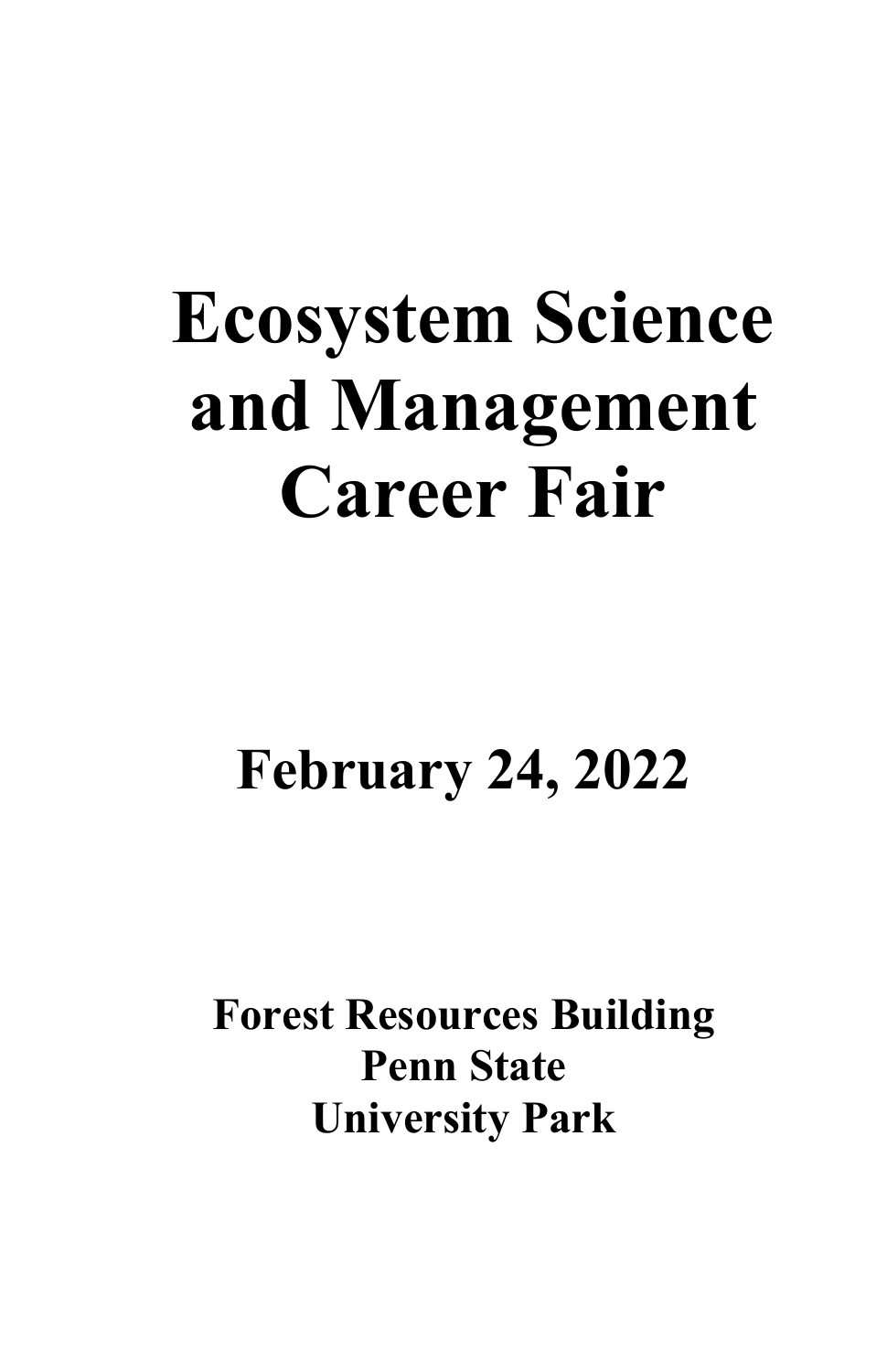# Ecosystem Science and Management Career Fair

## February 24, 2022

### Forest Resources Building
### Penn State
### University Park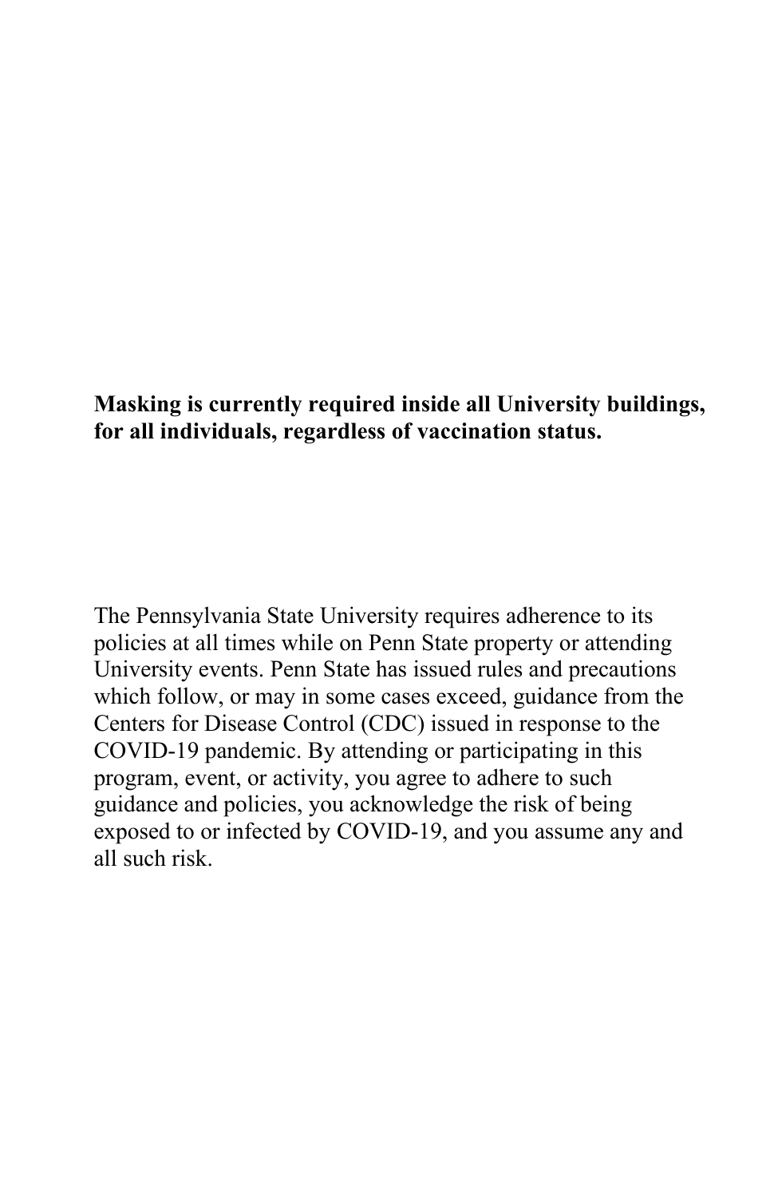**Masking is currently required inside all University buildings, for all individuals, regardless of vaccination status.**

The Pennsylvania State University requires adherence to its policies at all times while on Penn State property or attending University events. Penn State has issued rules and precautions which follow, or may in some cases exceed, guidance from the Centers for Disease Control (CDC) issued in response to the COVID-19 pandemic. By attending or participating in this program, event, or activity, you agree to adhere to such guidance and policies, you acknowledge the risk of being exposed to or infected by COVID-19, and you assume any and all such risk.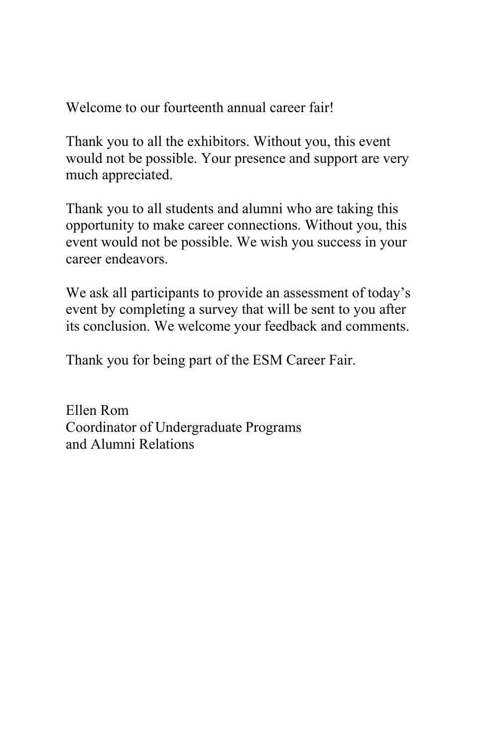Welcome to our fourteenth annual career fair!

Thank you to all the exhibitors. Without you, this event would not be possible. Your presence and support are very much appreciated.

Thank you to all students and alumni who are taking this opportunity to make career connections. Without you, this event would not be possible. We wish you success in your career endeavors.

We ask all participants to provide an assessment of today's event by completing a survey that will be sent to you after its conclusion. We welcome your feedback and comments.

Thank you for being part of the ESM Career Fair.

Ellen Rom
Coordinator of Undergraduate Programs
and Alumni Relations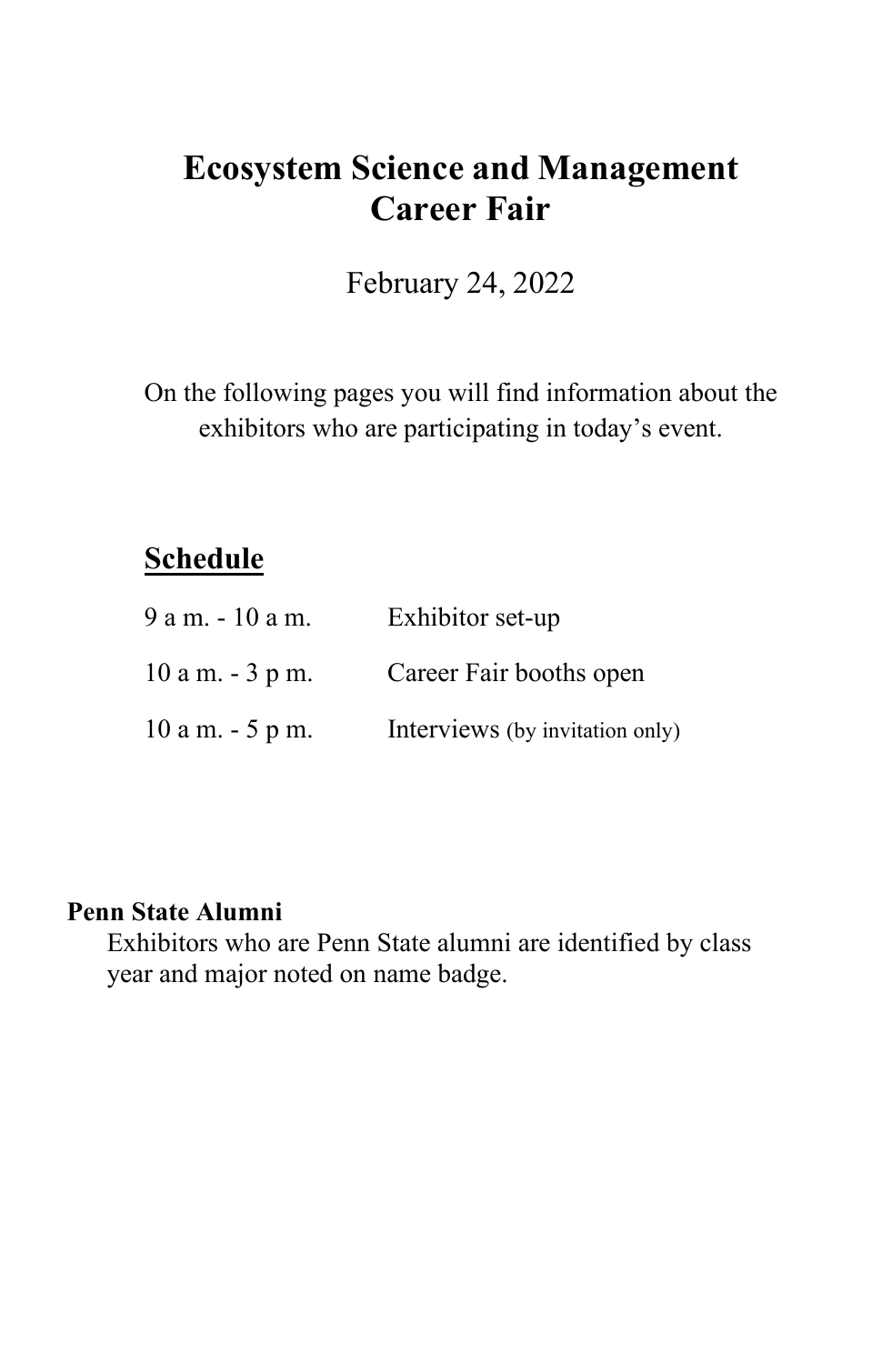# Ecosystem Science and Management Career Fair

February 24, 2022

On the following pages you will find information about the exhibitors who are participating in today's event.

## Schedule

| | |
|---|---|
| 9 a m. - 10 a m. | Exhibitor set-up |
| 10 a m. - 3 p m. | Career Fair booths open |
| 10 a m. - 5 p m. | Interviews (by invitation only) |

**Penn State Alumni**

Exhibitors who are Penn State alumni are identified by class year and major noted on name badge.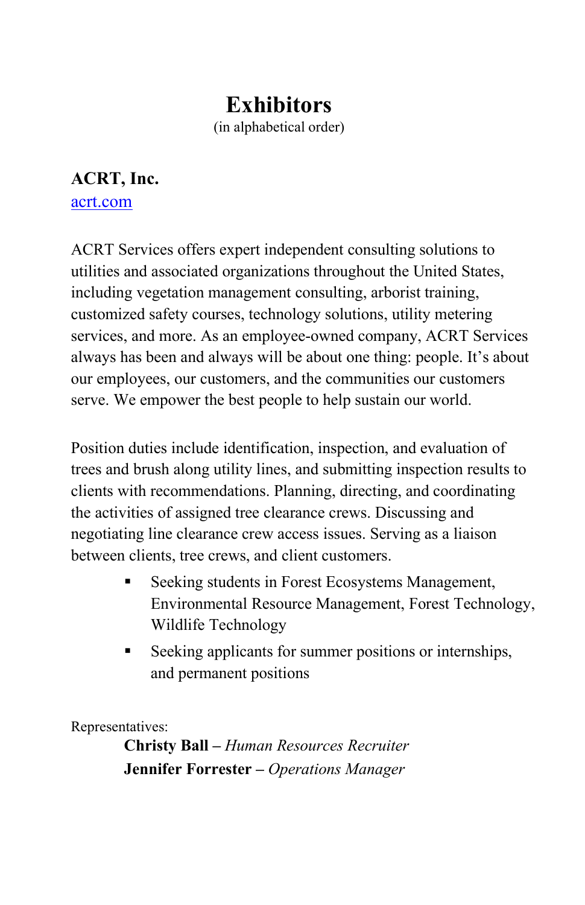# Exhibitors

(in alphabetical order)

## ACRT, Inc.

[acrt.com](http://acrt.com)

ACRT Services offers expert independent consulting solutions to utilities and associated organizations throughout the United States, including vegetation management consulting, arborist training, customized safety courses, technology solutions, utility metering services, and more. As an employee-owned company, ACRT Services always has been and always will be about one thing: people. It's about our employees, our customers, and the communities our customers serve. We empower the best people to help sustain our world.

Position duties include identification, inspection, and evaluation of trees and brush along utility lines, and submitting inspection results to clients with recommendations. Planning, directing, and coordinating the activities of assigned tree clearance crews. Discussing and negotiating line clearance crew access issues. Serving as a liaison between clients, tree crews, and client customers.

- Seeking students in Forest Ecosystems Management, Environmental Resource Management, Forest Technology, Wildlife Technology
- Seeking applicants for summer positions or internships, and permanent positions

Representatives:

**Christy Ball –** *Human Resources Recruiter*
**Jennifer Forrester –** *Operations Manager*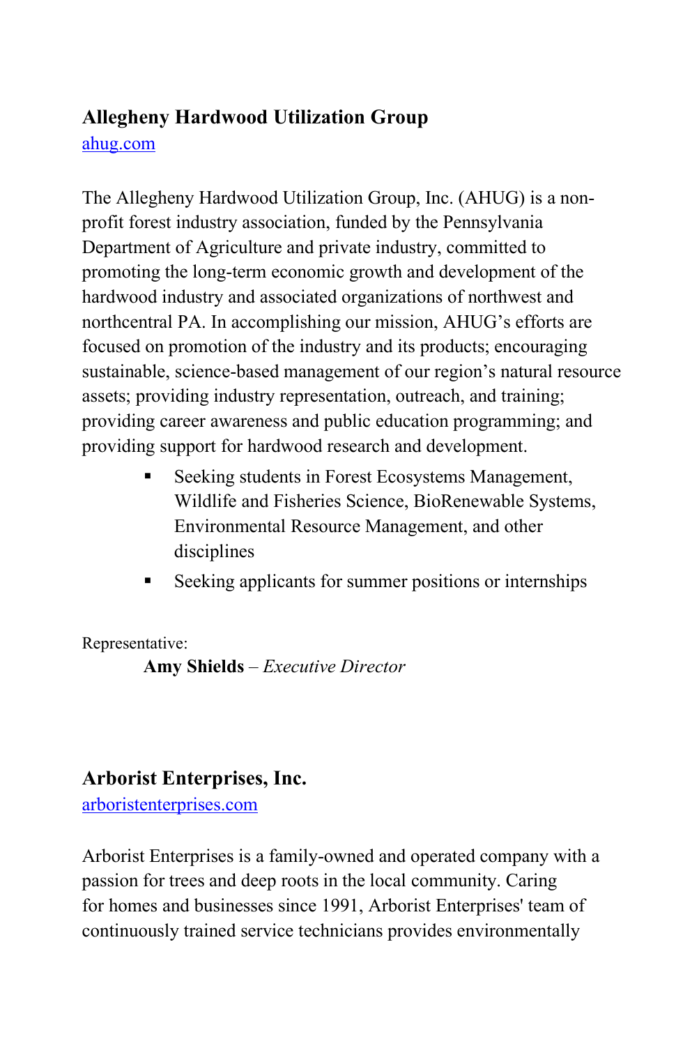## Allegheny Hardwood Utilization Group

[ahug.com](ahug.com)

The Allegheny Hardwood Utilization Group, Inc. (AHUG) is a non-profit forest industry association, funded by the Pennsylvania Department of Agriculture and private industry, committed to promoting the long-term economic growth and development of the hardwood industry and associated organizations of northwest and northcentral PA. In accomplishing our mission, AHUG's efforts are focused on promotion of the industry and its products; encouraging sustainable, science-based management of our region's natural resource assets; providing industry representation, outreach, and training; providing career awareness and public education programming; and providing support for hardwood research and development.

- Seeking students in Forest Ecosystems Management, Wildlife and Fisheries Science, BioRenewable Systems, Environmental Resource Management, and other disciplines
- Seeking applicants for summer positions or internships

Representative:

**Amy Shields** – *Executive Director*

## Arborist Enterprises, Inc.

[arboristenterprises.com](arboristenterprises.com)

Arborist Enterprises is a family-owned and operated company with a passion for trees and deep roots in the local community. Caring for homes and businesses since 1991, Arborist Enterprises' team of continuously trained service technicians provides environmentally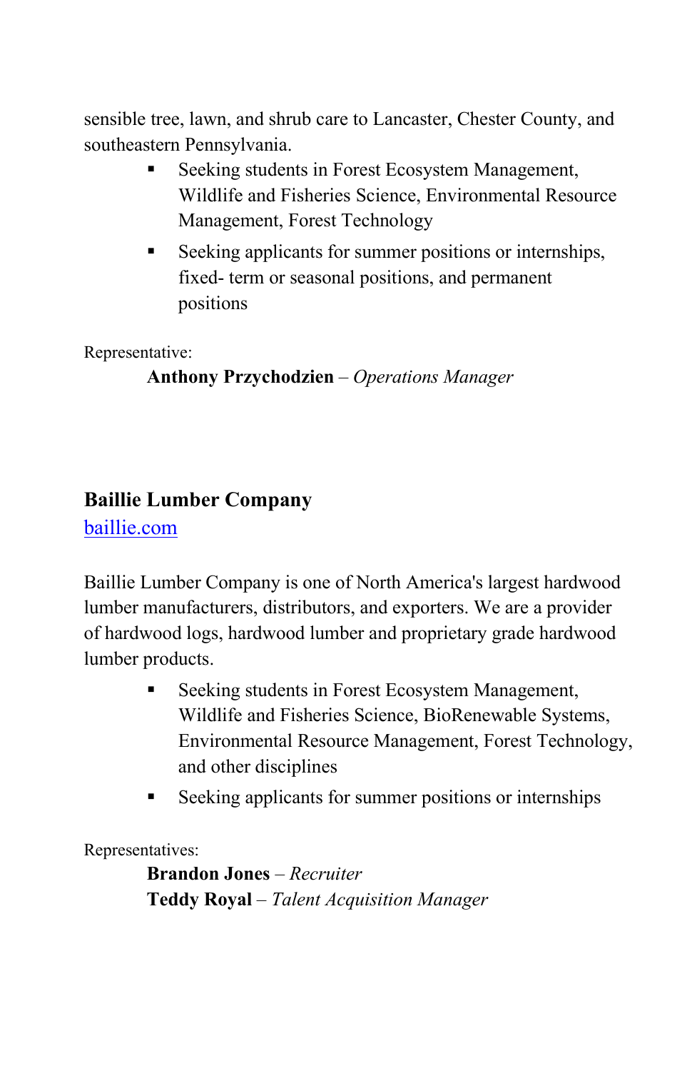sensible tree, lawn, and shrub care to Lancaster, Chester County, and southeastern Pennsylvania.

- Seeking students in Forest Ecosystem Management, Wildlife and Fisheries Science, Environmental Resource Management, Forest Technology
- Seeking applicants for summer positions or internships, fixed- term or seasonal positions, and permanent positions

Representative:

**Anthony Przychodzien** – *Operations Manager*

## Baillie Lumber Company

[baillie.com](baillie.com)

Baillie Lumber Company is one of North America's largest hardwood lumber manufacturers, distributors, and exporters. We are a provider of hardwood logs, hardwood lumber and proprietary grade hardwood lumber products.

- Seeking students in Forest Ecosystem Management, Wildlife and Fisheries Science, BioRenewable Systems, Environmental Resource Management, Forest Technology, and other disciplines
- Seeking applicants for summer positions or internships

Representatives:

**Brandon Jones** – *Recruiter*
**Teddy Royal** – *Talent Acquisition Manager*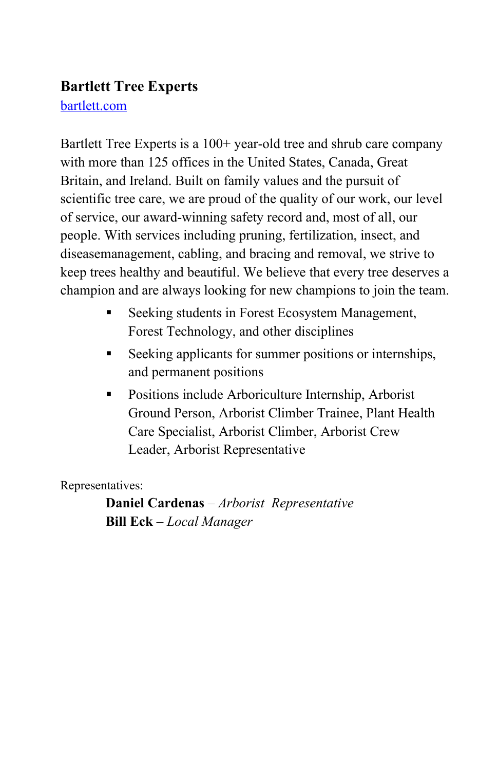**Bartlett Tree Experts**
[bartlett.com](https://bartlett.com)

Bartlett Tree Experts is a 100+ year-old tree and shrub care company with more than 125 offices in the United States, Canada, Great Britain, and Ireland. Built on family values and the pursuit of scientific tree care, we are proud of the quality of our work, our level of service, our award-winning safety record and, most of all, our people. With services including pruning, fertilization, insect, and diseasemanagement, cabling, and bracing and removal, we strive to keep trees healthy and beautiful. We believe that every tree deserves a champion and are always looking for new champions to join the team.

- Seeking students in Forest Ecosystem Management, Forest Technology, and other disciplines
- Seeking applicants for summer positions or internships, and permanent positions
- Positions include Arboriculture Internship, Arborist Ground Person, Arborist Climber Trainee, Plant Health Care Specialist, Arborist Climber, Arborist Crew Leader, Arborist Representative

Representatives:

**Daniel Cardenas** – *Arborist Representative*
**Bill Eck** – *Local Manager*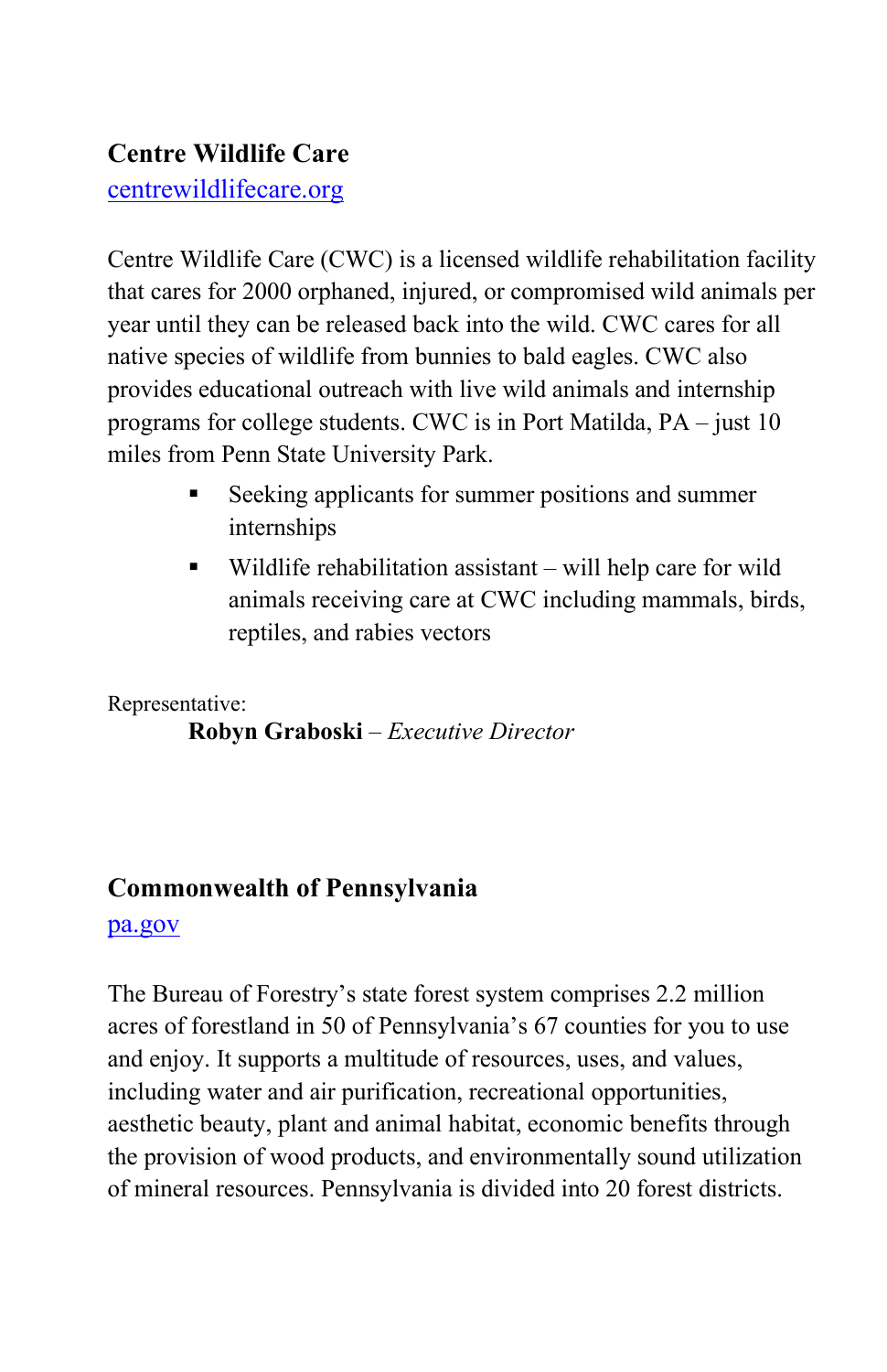**Centre Wildlife Care**
[centrewildlifecare.org](centrewildlifecare.org)

Centre Wildlife Care (CWC) is a licensed wildlife rehabilitation facility that cares for 2000 orphaned, injured, or compromised wild animals per year until they can be released back into the wild. CWC cares for all native species of wildlife from bunnies to bald eagles. CWC also provides educational outreach with live wild animals and internship programs for college students. CWC is in Port Matilda, PA – just 10 miles from Penn State University Park.

- Seeking applicants for summer positions and summer internships
- Wildlife rehabilitation assistant – will help care for wild animals receiving care at CWC including mammals, birds, reptiles, and rabies vectors

Representative:

**Robyn Graboski** – *Executive Director*

**Commonwealth of Pennsylvania**
[pa.gov](pa.gov)

The Bureau of Forestry's state forest system comprises 2.2 million acres of forestland in 50 of Pennsylvania's 67 counties for you to use and enjoy. It supports a multitude of resources, uses, and values, including water and air purification, recreational opportunities, aesthetic beauty, plant and animal habitat, economic benefits through the provision of wood products, and environmentally sound utilization of mineral resources. Pennsylvania is divided into 20 forest districts.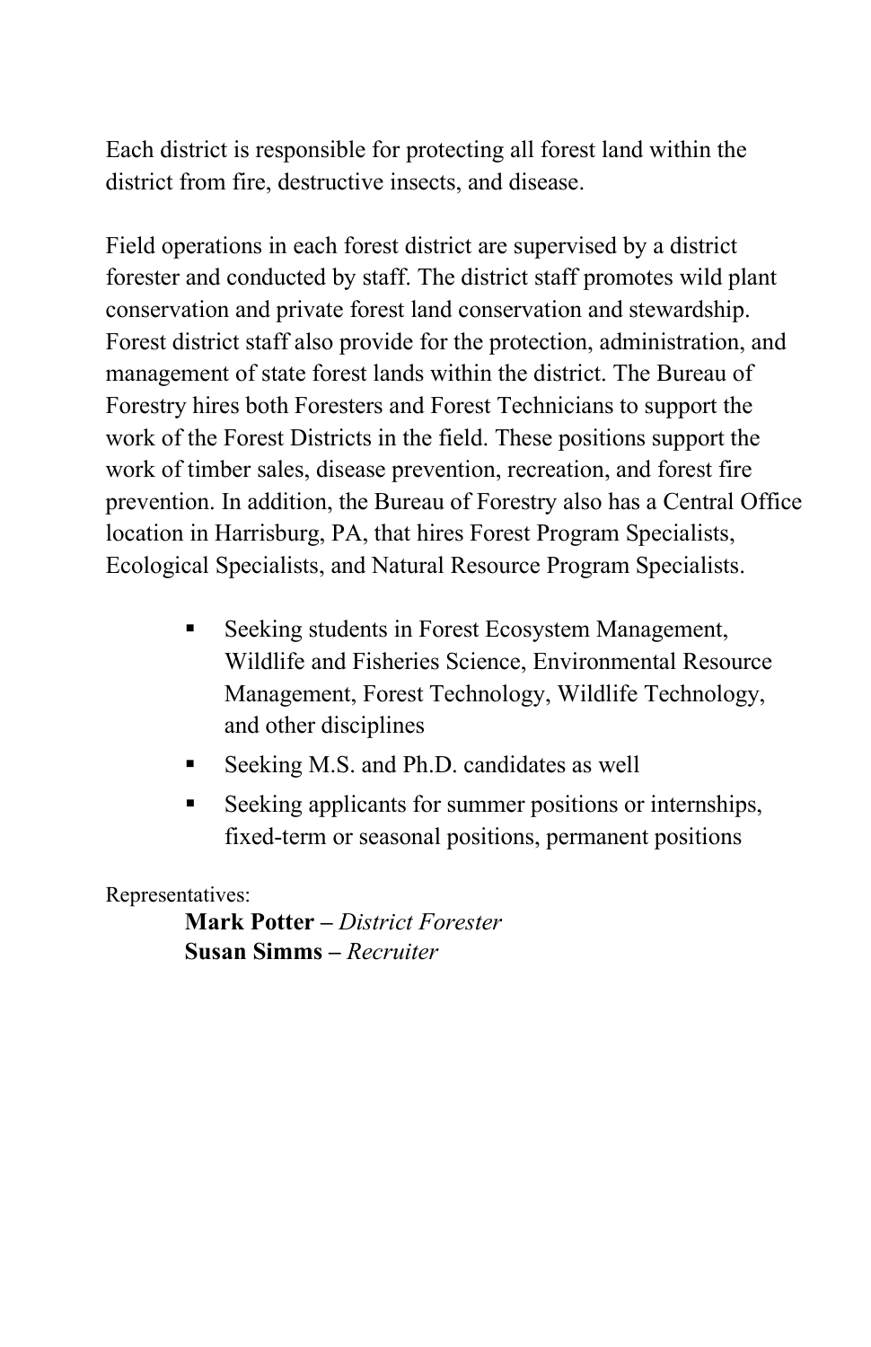Each district is responsible for protecting all forest land within the district from fire, destructive insects, and disease.

Field operations in each forest district are supervised by a district forester and conducted by staff. The district staff promotes wild plant conservation and private forest land conservation and stewardship. Forest district staff also provide for the protection, administration, and management of state forest lands within the district. The Bureau of Forestry hires both Foresters and Forest Technicians to support the work of the Forest Districts in the field. These positions support the work of timber sales, disease prevention, recreation, and forest fire prevention. In addition, the Bureau of Forestry also has a Central Office location in Harrisburg, PA, that hires Forest Program Specialists, Ecological Specialists, and Natural Resource Program Specialists.

- Seeking students in Forest Ecosystem Management, Wildlife and Fisheries Science, Environmental Resource Management, Forest Technology, Wildlife Technology, and other disciplines
- Seeking M.S. and Ph.D. candidates as well
- Seeking applicants for summer positions or internships, fixed-term or seasonal positions, permanent positions

Representatives:

**Mark Potter –** *District Forester*
**Susan Simms –** *Recruiter*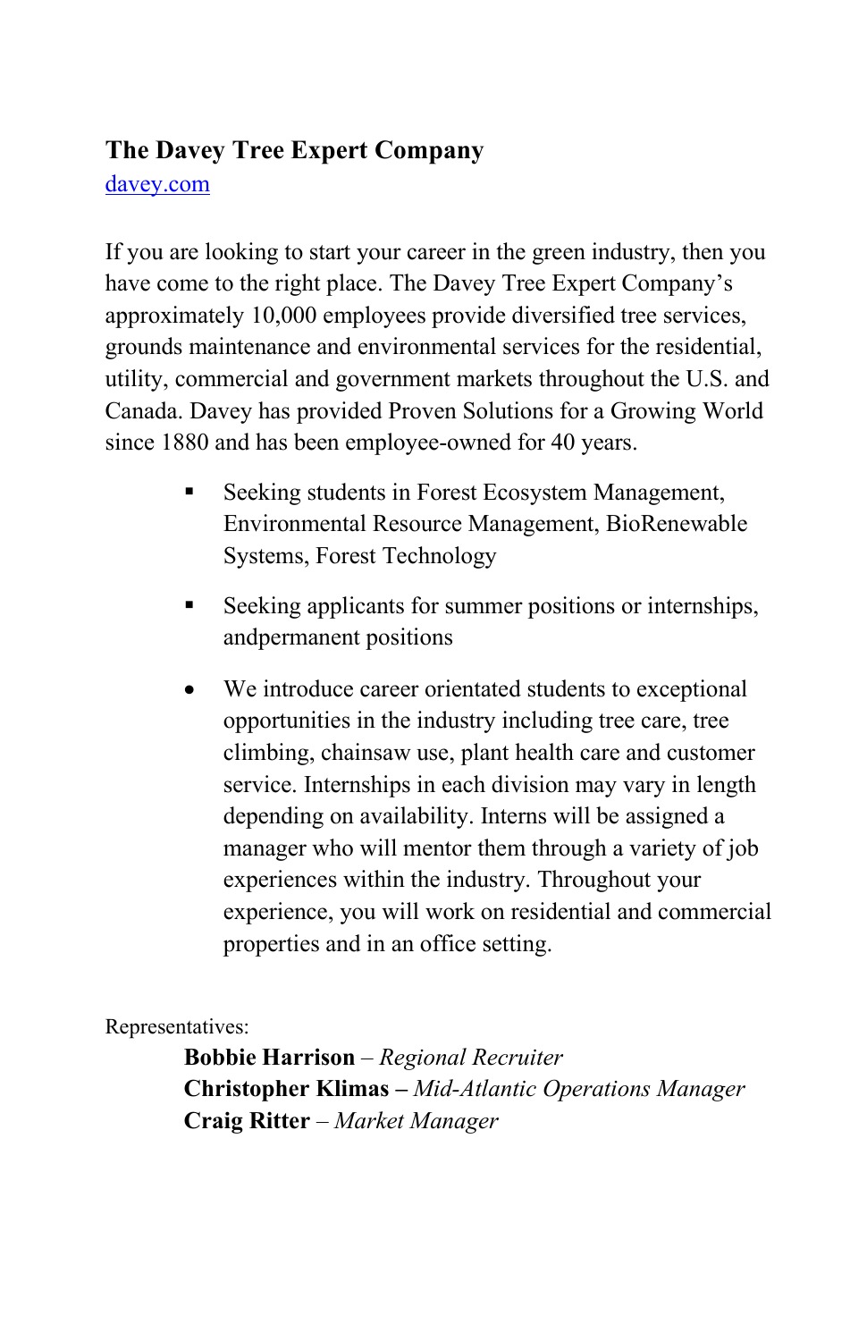## The Davey Tree Expert Company

[davey.com](http://davey.com)

If you are looking to start your career in the green industry, then you have come to the right place. The Davey Tree Expert Company's approximately 10,000 employees provide diversified tree services, grounds maintenance and environmental services for the residential, utility, commercial and government markets throughout the U.S. and Canada. Davey has provided Proven Solutions for a Growing World since 1880 and has been employee-owned for 40 years.

- Seeking students in Forest Ecosystem Management, Environmental Resource Management, BioRenewable Systems, Forest Technology
- Seeking applicants for summer positions or internships, andpermanent positions
- We introduce career orientated students to exceptional opportunities in the industry including tree care, tree climbing, chainsaw use, plant health care and customer service. Internships in each division may vary in length depending on availability. Interns will be assigned a manager who will mentor them through a variety of job experiences within the industry. Throughout your experience, you will work on residential and commercial properties and in an office setting.

Representatives:

**Bobbie Harrison** – *Regional Recruiter*
**Christopher Klimas –** *Mid-Atlantic Operations Manager*
**Craig Ritter** – *Market Manager*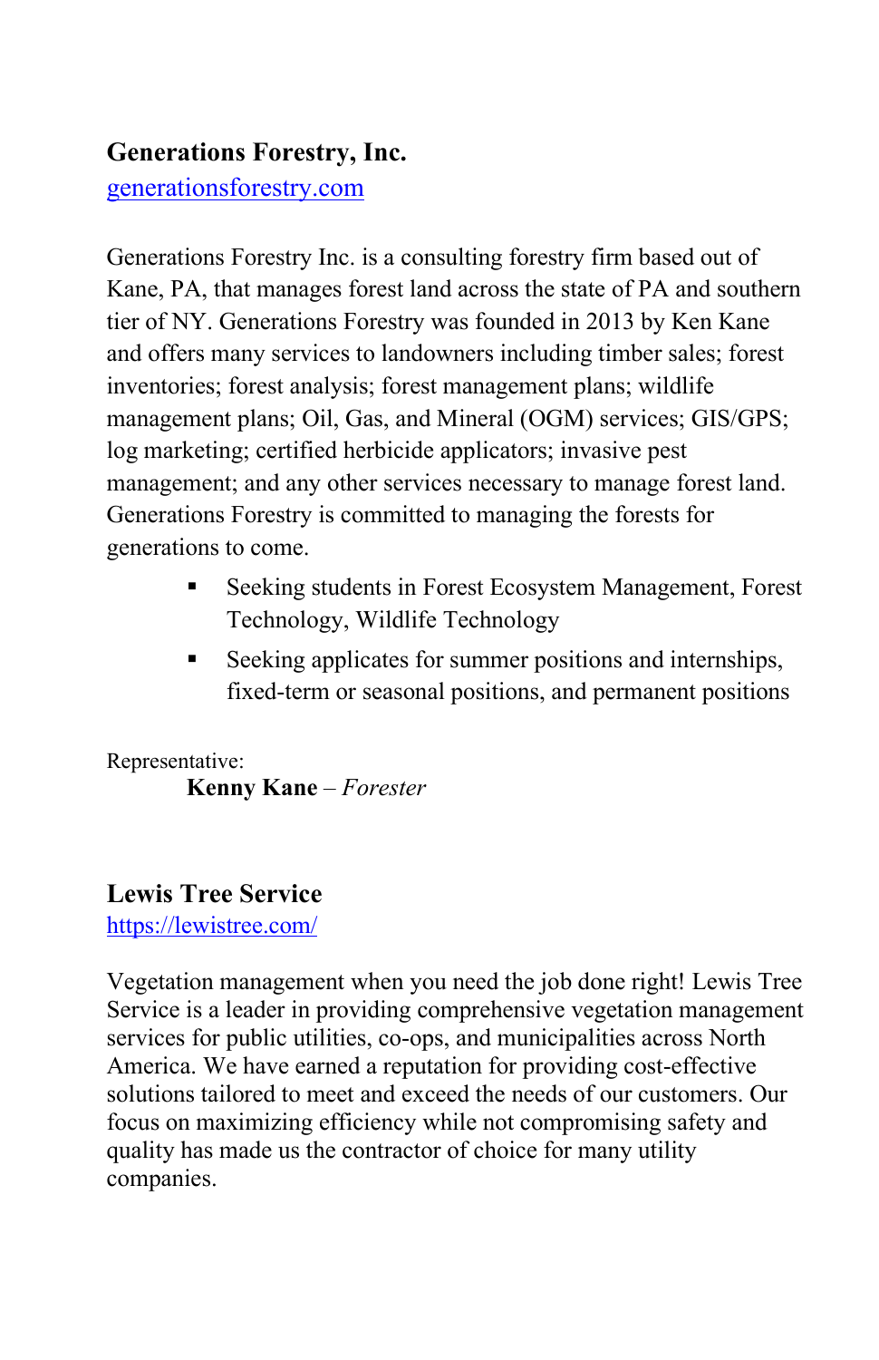**Generations Forestry, Inc.**
generationsforestry.com

Generations Forestry Inc. is a consulting forestry firm based out of Kane, PA, that manages forest land across the state of PA and southern tier of NY. Generations Forestry was founded in 2013 by Ken Kane and offers many services to landowners including timber sales; forest inventories; forest analysis; forest management plans; wildlife management plans; Oil, Gas, and Mineral (OGM) services; GIS/GPS; log marketing; certified herbicide applicators; invasive pest management; and any other services necessary to manage forest land. Generations Forestry is committed to managing the forests for generations to come.

- Seeking students in Forest Ecosystem Management, Forest Technology, Wildlife Technology
- Seeking applicates for summer positions and internships, fixed-term or seasonal positions, and permanent positions

Representative:

**Kenny Kane** – *Forester*

**Lewis Tree Service**
https://lewistree.com/

Vegetation management when you need the job done right! Lewis Tree Service is a leader in providing comprehensive vegetation management services for public utilities, co-ops, and municipalities across North America. We have earned a reputation for providing cost-effective solutions tailored to meet and exceed the needs of our customers. Our focus on maximizing efficiency while not compromising safety and quality has made us the contractor of choice for many utility companies.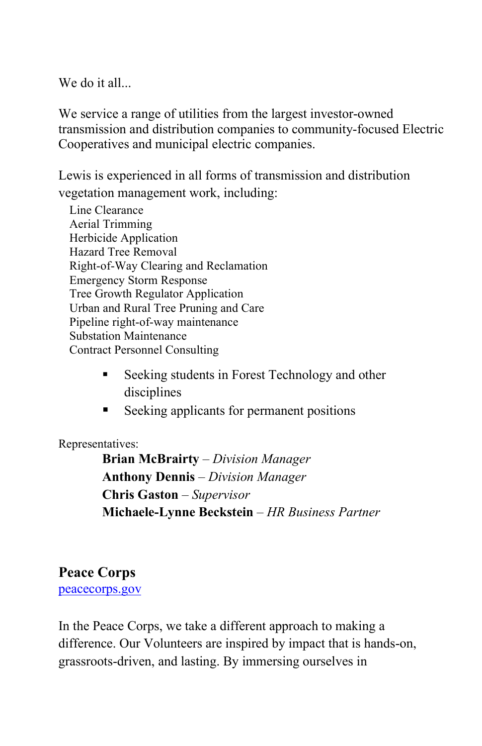We do it all...

We service a range of utilities from the largest investor-owned transmission and distribution companies to community-focused Electric Cooperatives and municipal electric companies.

Lewis is experienced in all forms of transmission and distribution vegetation management work, including:

Line Clearance
Aerial Trimming
Herbicide Application
Hazard Tree Removal
Right-of-Way Clearing and Reclamation
Emergency Storm Response
Tree Growth Regulator Application
Urban and Rural Tree Pruning and Care
Pipeline right-of-way maintenance
Substation Maintenance
Contract Personnel Consulting

- Seeking students in Forest Technology and other disciplines
- Seeking applicants for permanent positions

Representatives:

**Brian McBrairty** – *Division Manager*
**Anthony Dennis** – *Division Manager*
**Chris Gaston** – *Supervisor*
**Michaele-Lynne Beckstein** – *HR Business Partner*

## Peace Corps

[peacecorps.gov](peacecorps.gov)

In the Peace Corps, we take a different approach to making a difference. Our Volunteers are inspired by impact that is hands-on, grassroots-driven, and lasting. By immersing ourselves in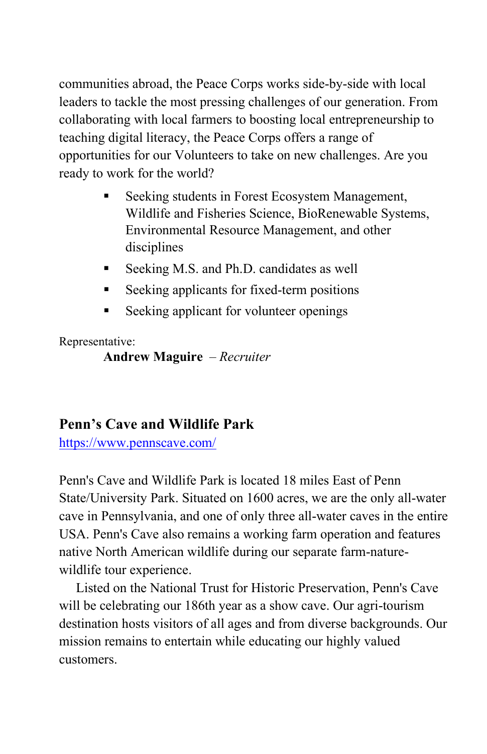communities abroad, the Peace Corps works side-by-side with local leaders to tackle the most pressing challenges of our generation. From collaborating with local farmers to boosting local entrepreneurship to teaching digital literacy, the Peace Corps offers a range of opportunities for our Volunteers to take on new challenges. Are you ready to work for the world?

- Seeking students in Forest Ecosystem Management, Wildlife and Fisheries Science, BioRenewable Systems, Environmental Resource Management, and other disciplines
- Seeking M.S. and Ph.D. candidates as well
- Seeking applicants for fixed-term positions
- Seeking applicant for volunteer openings

Representative:

**Andrew Maguire** – *Recruiter*

## Penn's Cave and Wildlife Park

https://www.pennscave.com/

Penn's Cave and Wildlife Park is located 18 miles East of Penn State/University Park. Situated on 1600 acres, we are the only all-water cave in Pennsylvania, and one of only three all-water caves in the entire USA. Penn's Cave also remains a working farm operation and features native North American wildlife during our separate farm-nature-wildlife tour experience.

Listed on the National Trust for Historic Preservation, Penn's Cave will be celebrating our 186th year as a show cave. Our agri-tourism destination hosts visitors of all ages and from diverse backgrounds. Our mission remains to entertain while educating our highly valued customers.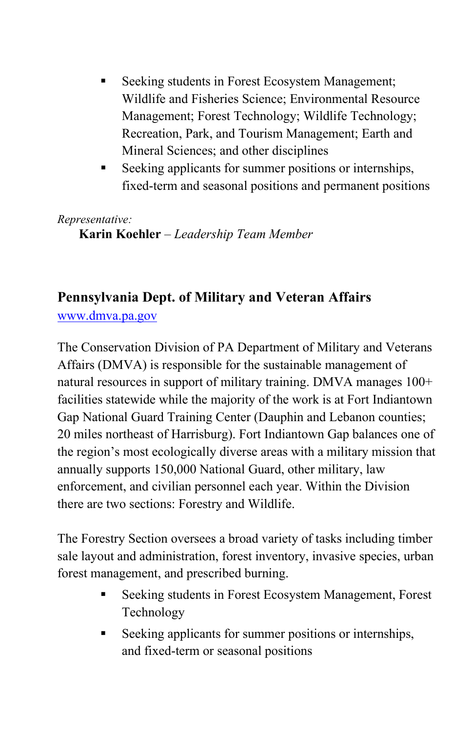- Seeking students in Forest Ecosystem Management; Wildlife and Fisheries Science; Environmental Resource Management; Forest Technology; Wildlife Technology; Recreation, Park, and Tourism Management; Earth and Mineral Sciences; and other disciplines
- Seeking applicants for summer positions or internships, fixed-term and seasonal positions and permanent positions

*Representative:*

**Karin Koehler** – *Leadership Team Member*

## Pennsylvania Dept. of Military and Veteran Affairs

www.dmva.pa.gov

The Conservation Division of PA Department of Military and Veterans Affairs (DMVA) is responsible for the sustainable management of natural resources in support of military training. DMVA manages 100+ facilities statewide while the majority of the work is at Fort Indiantown Gap National Guard Training Center (Dauphin and Lebanon counties; 20 miles northeast of Harrisburg). Fort Indiantown Gap balances one of the region's most ecologically diverse areas with a military mission that annually supports 150,000 National Guard, other military, law enforcement, and civilian personnel each year. Within the Division there are two sections: Forestry and Wildlife.

The Forestry Section oversees a broad variety of tasks including timber sale layout and administration, forest inventory, invasive species, urban forest management, and prescribed burning.

- Seeking students in Forest Ecosystem Management, Forest Technology
- Seeking applicants for summer positions or internships, and fixed-term or seasonal positions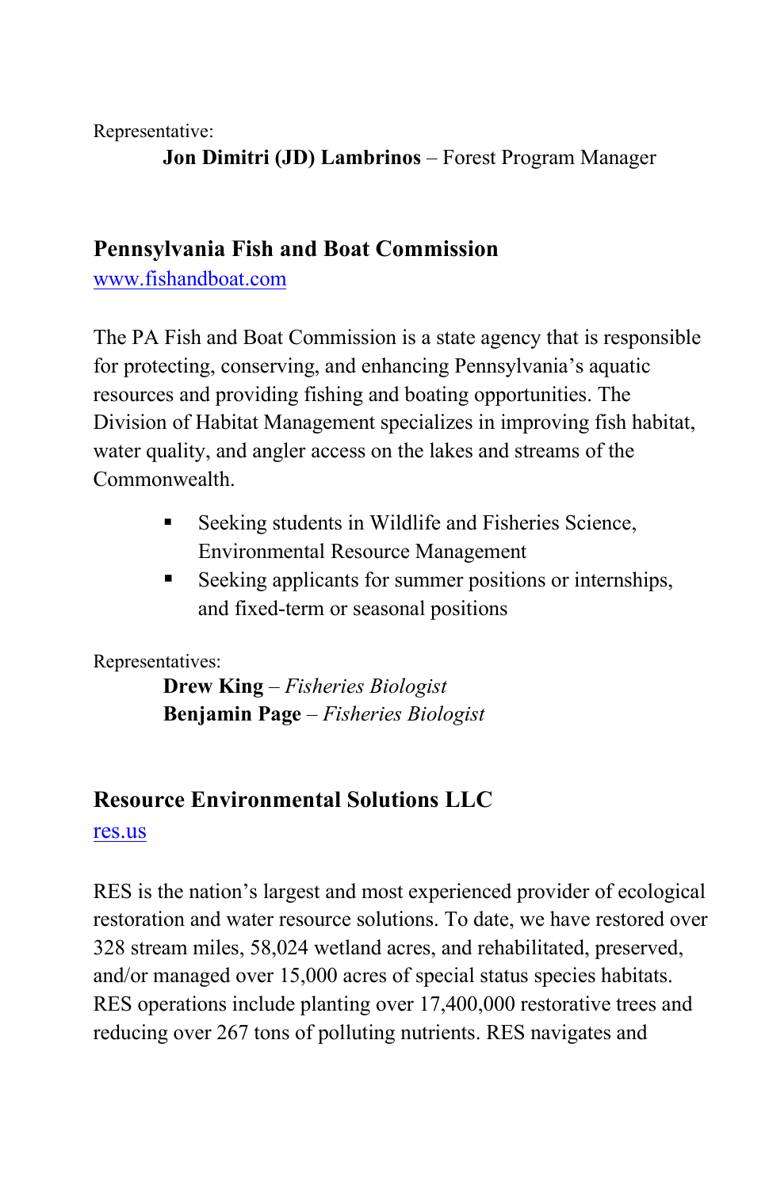Representative:

**Jon Dimitri (JD) Lambrinos** – Forest Program Manager

## Pennsylvania Fish and Boat Commission

www.fishandboat.com

The PA Fish and Boat Commission is a state agency that is responsible for protecting, conserving, and enhancing Pennsylvania's aquatic resources and providing fishing and boating opportunities. The Division of Habitat Management specializes in improving fish habitat, water quality, and angler access on the lakes and streams of the Commonwealth.

- Seeking students in Wildlife and Fisheries Science, Environmental Resource Management
- Seeking applicants for summer positions or internships, and fixed-term or seasonal positions

Representatives:

**Drew King** – *Fisheries Biologist*
**Benjamin Page** – *Fisheries Biologist*

## Resource Environmental Solutions LLC

res.us

RES is the nation's largest and most experienced provider of ecological restoration and water resource solutions. To date, we have restored over 328 stream miles, 58,024 wetland acres, and rehabilitated, preserved, and/or managed over 15,000 acres of special status species habitats. RES operations include planting over 17,400,000 restorative trees and reducing over 267 tons of polluting nutrients. RES navigates and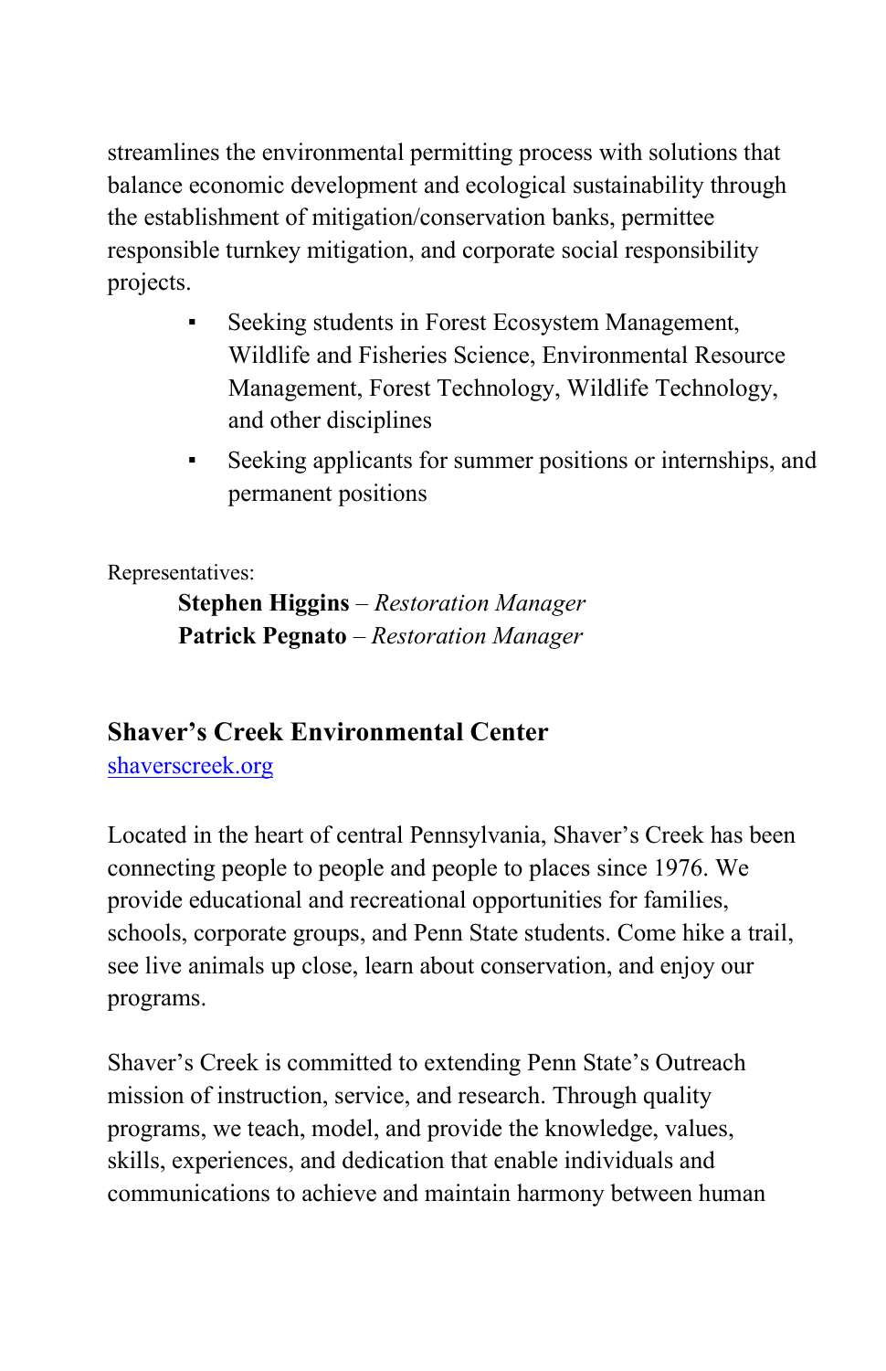streamlines the environmental permitting process with solutions that balance economic development and ecological sustainability through the establishment of mitigation/conservation banks, permittee responsible turnkey mitigation, and corporate social responsibility projects.

- Seeking students in Forest Ecosystem Management, Wildlife and Fisheries Science, Environmental Resource Management, Forest Technology, Wildlife Technology, and other disciplines
- Seeking applicants for summer positions or internships, and permanent positions

Representatives:

**Stephen Higgins** – *Restoration Manager*
**Patrick Pegnato** – *Restoration Manager*

### Shaver's Creek Environmental Center

[shaverscreek.org](http://shaverscreek.org)

Located in the heart of central Pennsylvania, Shaver's Creek has been connecting people to people and people to places since 1976. We provide educational and recreational opportunities for families, schools, corporate groups, and Penn State students. Come hike a trail, see live animals up close, learn about conservation, and enjoy our programs.

Shaver's Creek is committed to extending Penn State's Outreach mission of instruction, service, and research. Through quality programs, we teach, model, and provide the knowledge, values, skills, experiences, and dedication that enable individuals and communications to achieve and maintain harmony between human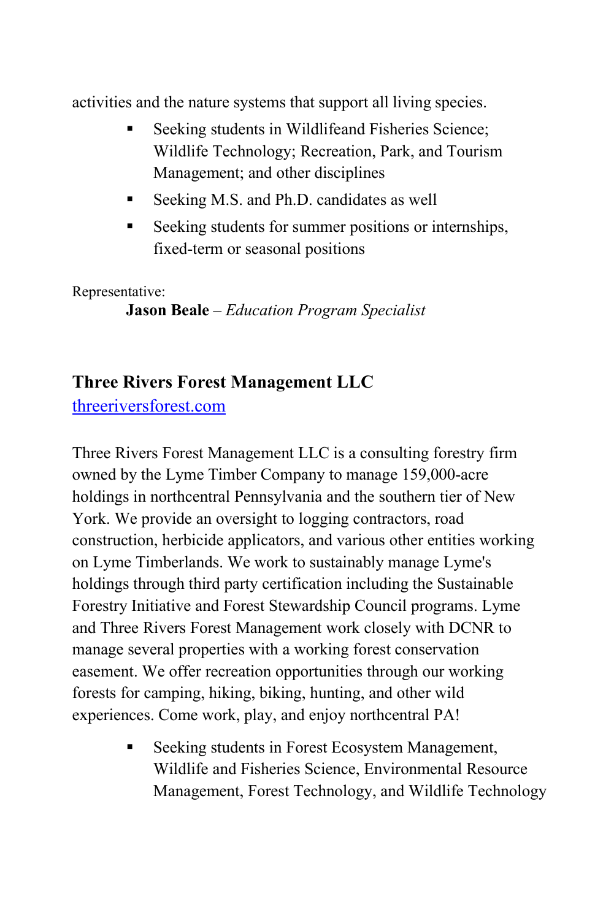activities and the nature systems that support all living species.

- Seeking students in Wildlifeand Fisheries Science; Wildlife Technology; Recreation, Park, and Tourism Management; and other disciplines
- Seeking M.S. and Ph.D. candidates as well
- Seeking students for summer positions or internships, fixed-term or seasonal positions

Representative:

**Jason Beale** – *Education Program Specialist*

## Three Rivers Forest Management LLC

[threeriversforest.com](threeriversforest.com)

Three Rivers Forest Management LLC is a consulting forestry firm owned by the Lyme Timber Company to manage 159,000-acre holdings in northcentral Pennsylvania and the southern tier of New York. We provide an oversight to logging contractors, road construction, herbicide applicators, and various other entities working on Lyme Timberlands. We work to sustainably manage Lyme's holdings through third party certification including the Sustainable Forestry Initiative and Forest Stewardship Council programs. Lyme and Three Rivers Forest Management work closely with DCNR to manage several properties with a working forest conservation easement. We offer recreation opportunities through our working forests for camping, hiking, biking, hunting, and other wild experiences. Come work, play, and enjoy northcentral PA!

- Seeking students in Forest Ecosystem Management, Wildlife and Fisheries Science, Environmental Resource Management, Forest Technology, and Wildlife Technology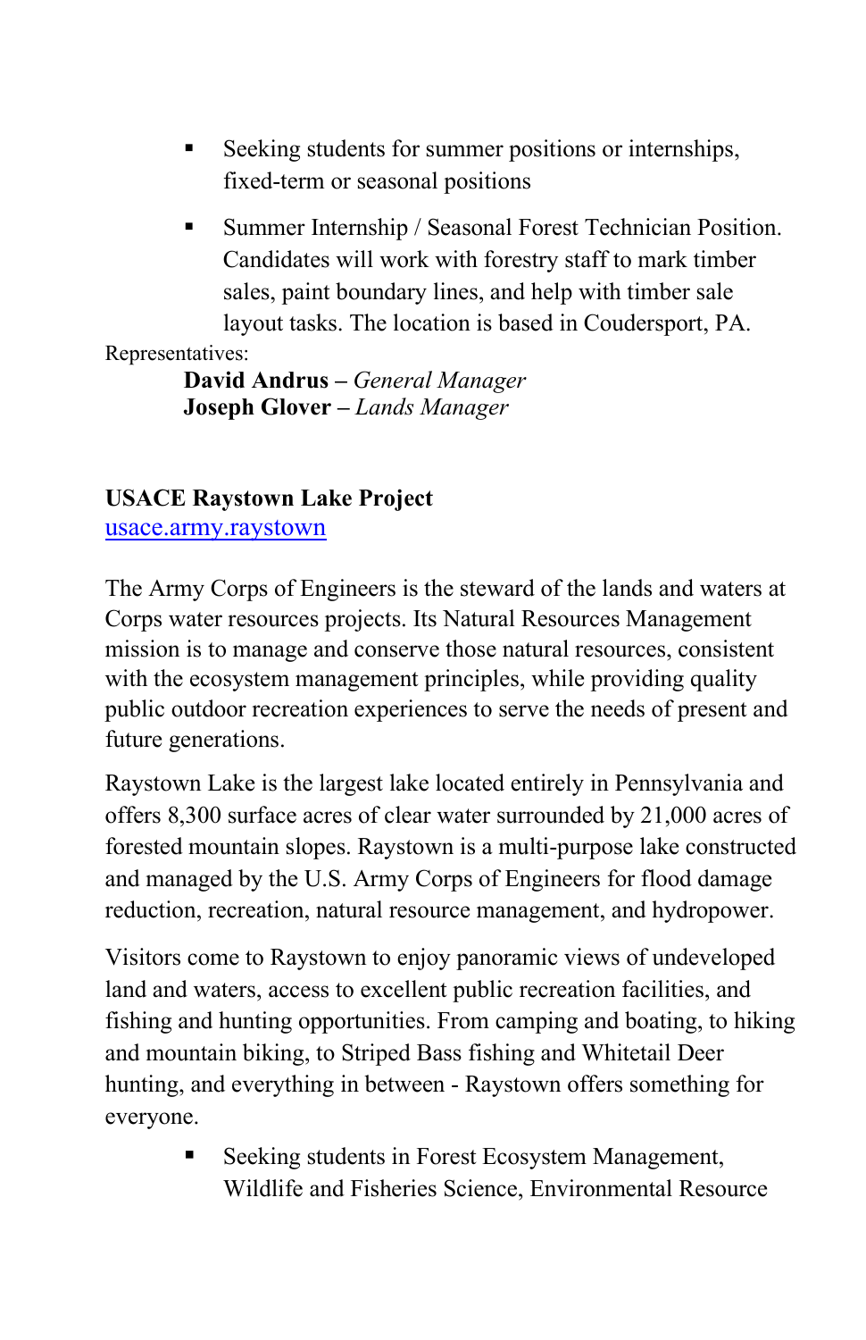- Seeking students for summer positions or internships, fixed-term or seasonal positions
- Summer Internship / Seasonal Forest Technician Position. Candidates will work with forestry staff to mark timber sales, paint boundary lines, and help with timber sale layout tasks. The location is based in Coudersport, PA.

Representatives:

**David Andrus –** *General Manager*
**Joseph Glover –** *Lands Manager*

**USACE Raystown Lake Project**
usace.army.raystown

The Army Corps of Engineers is the steward of the lands and waters at Corps water resources projects. Its Natural Resources Management mission is to manage and conserve those natural resources, consistent with the ecosystem management principles, while providing quality public outdoor recreation experiences to serve the needs of present and future generations.

Raystown Lake is the largest lake located entirely in Pennsylvania and offers 8,300 surface acres of clear water surrounded by 21,000 acres of forested mountain slopes. Raystown is a multi-purpose lake constructed and managed by the U.S. Army Corps of Engineers for flood damage reduction, recreation, natural resource management, and hydropower.

Visitors come to Raystown to enjoy panoramic views of undeveloped land and waters, access to excellent public recreation facilities, and fishing and hunting opportunities. From camping and boating, to hiking and mountain biking, to Striped Bass fishing and Whitetail Deer hunting, and everything in between - Raystown offers something for everyone.

- Seeking students in Forest Ecosystem Management, Wildlife and Fisheries Science, Environmental Resource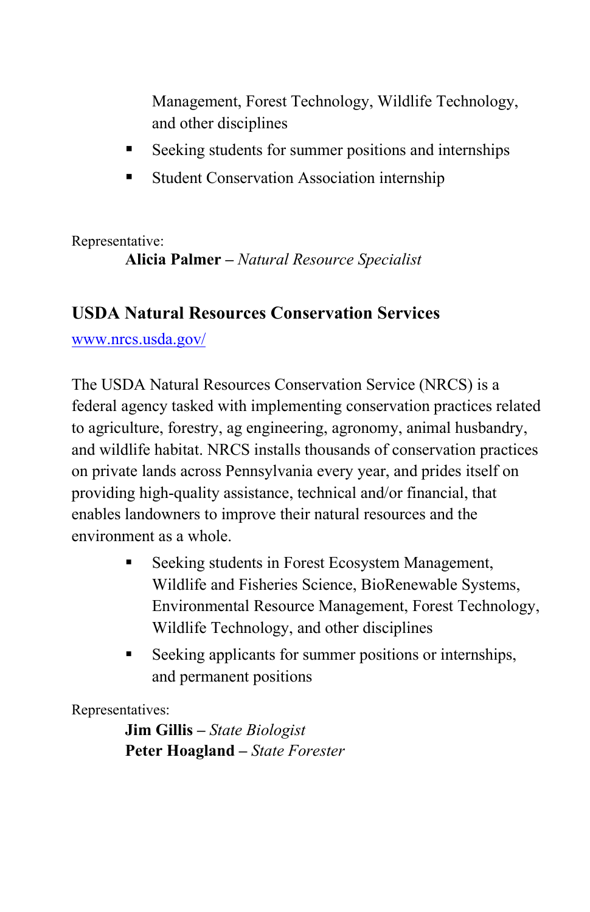Management, Forest Technology, Wildlife Technology, and other disciplines

- Seeking students for summer positions and internships
- Student Conservation Association internship

Representative:

**Alicia Palmer –** *Natural Resource Specialist*

## USDA Natural Resources Conservation Services

www.nrcs.usda.gov/

The USDA Natural Resources Conservation Service (NRCS) is a federal agency tasked with implementing conservation practices related to agriculture, forestry, ag engineering, agronomy, animal husbandry, and wildlife habitat. NRCS installs thousands of conservation practices on private lands across Pennsylvania every year, and prides itself on providing high-quality assistance, technical and/or financial, that enables landowners to improve their natural resources and the environment as a whole.

- Seeking students in Forest Ecosystem Management, Wildlife and Fisheries Science, BioRenewable Systems, Environmental Resource Management, Forest Technology, Wildlife Technology, and other disciplines
- Seeking applicants for summer positions or internships, and permanent positions

Representatives:

**Jim Gillis –** *State Biologist*
**Peter Hoagland –** *State Forester*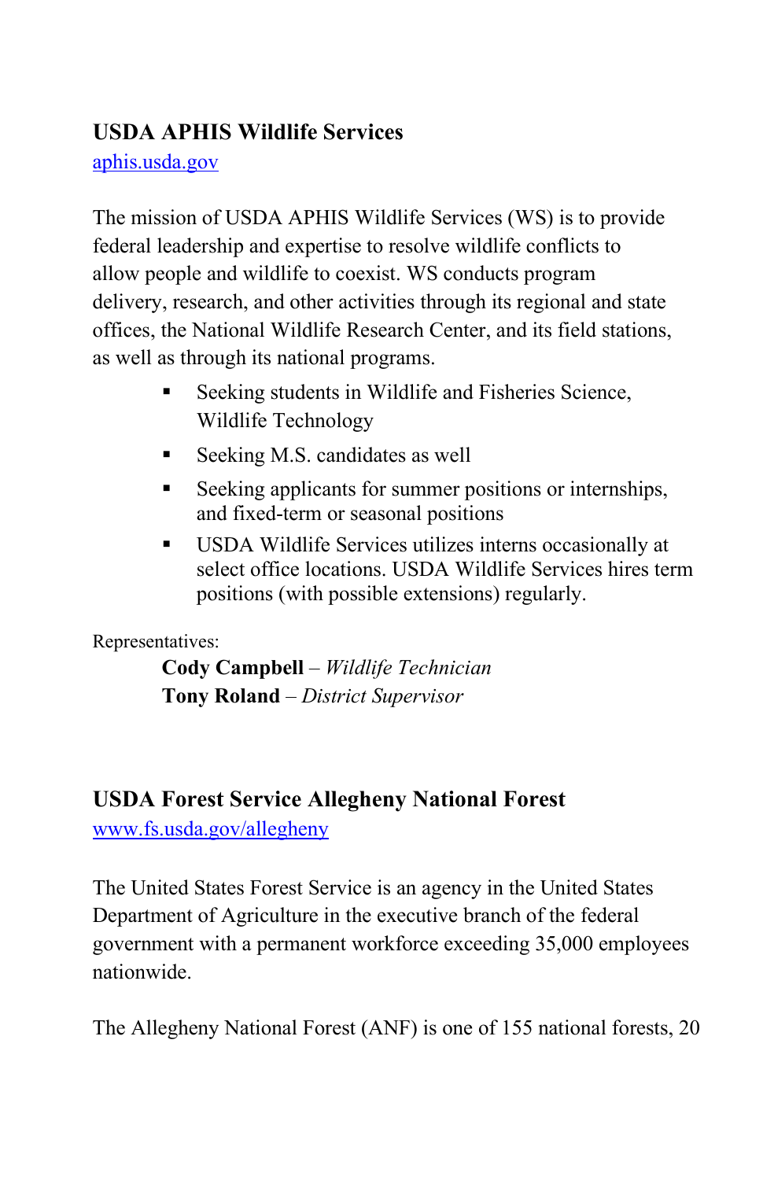## USDA APHIS Wildlife Services

[aphis.usda.gov](aphis.usda.gov)

The mission of USDA APHIS Wildlife Services (WS) is to provide federal leadership and expertise to resolve wildlife conflicts to allow people and wildlife to coexist. WS conducts program delivery, research, and other activities through its regional and state offices, the National Wildlife Research Center, and its field stations, as well as through its national programs.

- Seeking students in Wildlife and Fisheries Science, Wildlife Technology
- Seeking M.S. candidates as well
- Seeking applicants for summer positions or internships, and fixed-term or seasonal positions
- USDA Wildlife Services utilizes interns occasionally at select office locations. USDA Wildlife Services hires term positions (with possible extensions) regularly.

Representatives:

**Cody Campbell** – *Wildlife Technician*
**Tony Roland** – *District Supervisor*

## USDA Forest Service Allegheny National Forest

[www.fs.usda.gov/allegheny](www.fs.usda.gov/allegheny)

The United States Forest Service is an agency in the United States Department of Agriculture in the executive branch of the federal government with a permanent workforce exceeding 35,000 employees nationwide.

The Allegheny National Forest (ANF) is one of 155 national forests, 20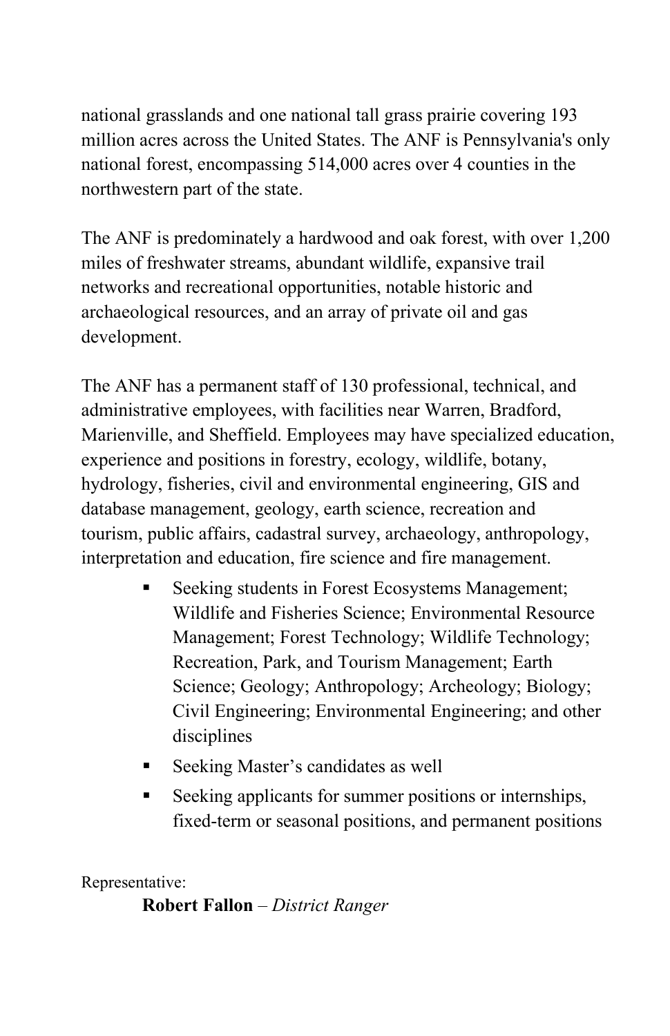national grasslands and one national tall grass prairie covering 193 million acres across the United States. The ANF is Pennsylvania's only national forest, encompassing 514,000 acres over 4 counties in the northwestern part of the state.

The ANF is predominately a hardwood and oak forest, with over 1,200 miles of freshwater streams, abundant wildlife, expansive trail networks and recreational opportunities, notable historic and archaeological resources, and an array of private oil and gas development.

The ANF has a permanent staff of 130 professional, technical, and administrative employees, with facilities near Warren, Bradford, Marienville, and Sheffield. Employees may have specialized education, experience and positions in forestry, ecology, wildlife, botany, hydrology, fisheries, civil and environmental engineering, GIS and database management, geology, earth science, recreation and tourism, public affairs, cadastral survey, archaeology, anthropology, interpretation and education, fire science and fire management.

- Seeking students in Forest Ecosystems Management; Wildlife and Fisheries Science; Environmental Resource Management; Forest Technology; Wildlife Technology; Recreation, Park, and Tourism Management; Earth Science; Geology; Anthropology; Archeology; Biology; Civil Engineering; Environmental Engineering; and other disciplines
- Seeking Master's candidates as well
- Seeking applicants for summer positions or internships, fixed-term or seasonal positions, and permanent positions

Representative:

**Robert Fallon** – *District Ranger*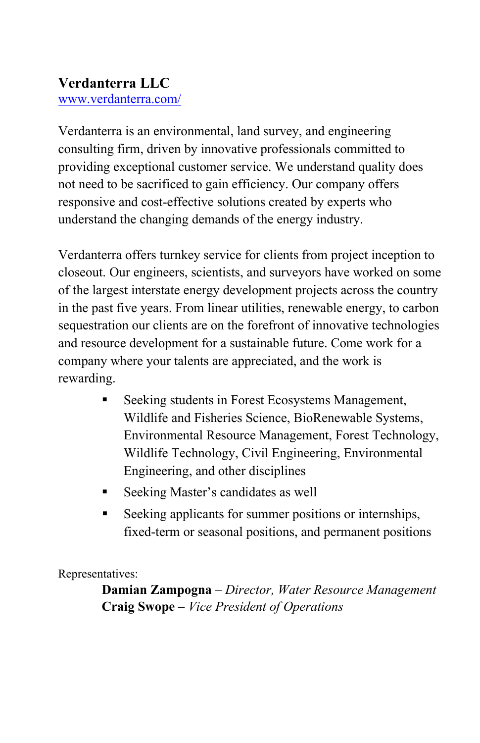## Verdanterra LLC

[www.verdanterra.com/](http://www.verdanterra.com/)

Verdanterra is an environmental, land survey, and engineering consulting firm, driven by innovative professionals committed to providing exceptional customer service. We understand quality does not need to be sacrificed to gain efficiency. Our company offers responsive and cost-effective solutions created by experts who understand the changing demands of the energy industry.

Verdanterra offers turnkey service for clients from project inception to closeout. Our engineers, scientists, and surveyors have worked on some of the largest interstate energy development projects across the country in the past five years. From linear utilities, renewable energy, to carbon sequestration our clients are on the forefront of innovative technologies and resource development for a sustainable future. Come work for a company where your talents are appreciated, and the work is rewarding.

- Seeking students in Forest Ecosystems Management, Wildlife and Fisheries Science, BioRenewable Systems, Environmental Resource Management, Forest Technology, Wildlife Technology, Civil Engineering, Environmental Engineering, and other disciplines
- Seeking Master's candidates as well
- Seeking applicants for summer positions or internships, fixed-term or seasonal positions, and permanent positions

Representatives:

**Damian Zampogna** – *Director, Water Resource Management*
**Craig Swope** – *Vice President of Operations*